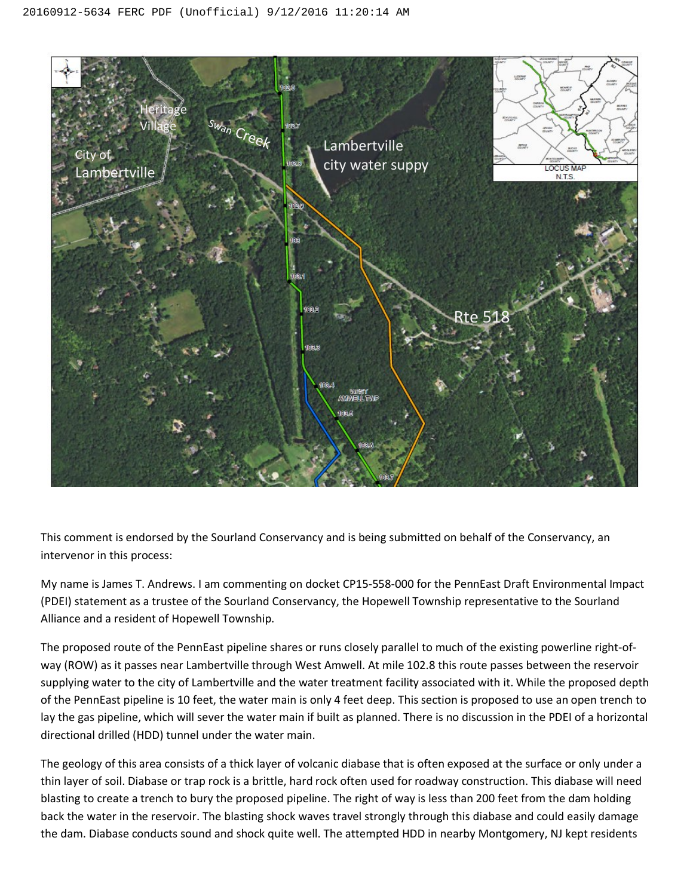This comment is endorsed by the Sourland Conservancy and is being submitted on behalf of the Conservancy, an intervenor in this process:

My name is James T. Andrews. I am commenting on docket CP15-558-000 for the PennEast Draft Environmental Impact (PDEI) statement as a trustee of the Sourland Conservancy, the Hopewell Township representative to the Sourland Alliance and a resident of Hopewell Township.

The proposed route of the PennEast pipeline shares or runs closely parallel to much of the existing powerline right-of-way (ROW) as it passes near Lambertville through West Amwell. At mile 102.8 this route passes between the reservoir supplying water to the city of Lambertville and the water treatment facility associated with it. While the proposed depth of the PennEast pipeline is 10 feet, the water main is only 4 feet deep. This section is proposed to use an open trench to lay the gas pipeline, which will sever the water main if built as planned. There is no discussion in the PDEI of a horizontal directional drilled (HDD) tunnel under the water main.

The geology of this area consists of a thick layer of volcanic diabase that is often exposed at the surface or only under a thin layer of soil. Diabase or trap rock is a brittle, hard rock often used for roadway construction. This diabase will need blasting to create a trench to bury the proposed pipeline. The right of way is less than 200 feet from the dam holding back the water in the reservoir. The blasting shock waves travel strongly through this diabase and could easily damage the dam. Diabase conducts sound and shock quite well. The attempted HDD in nearby Montgomery, NJ kept residents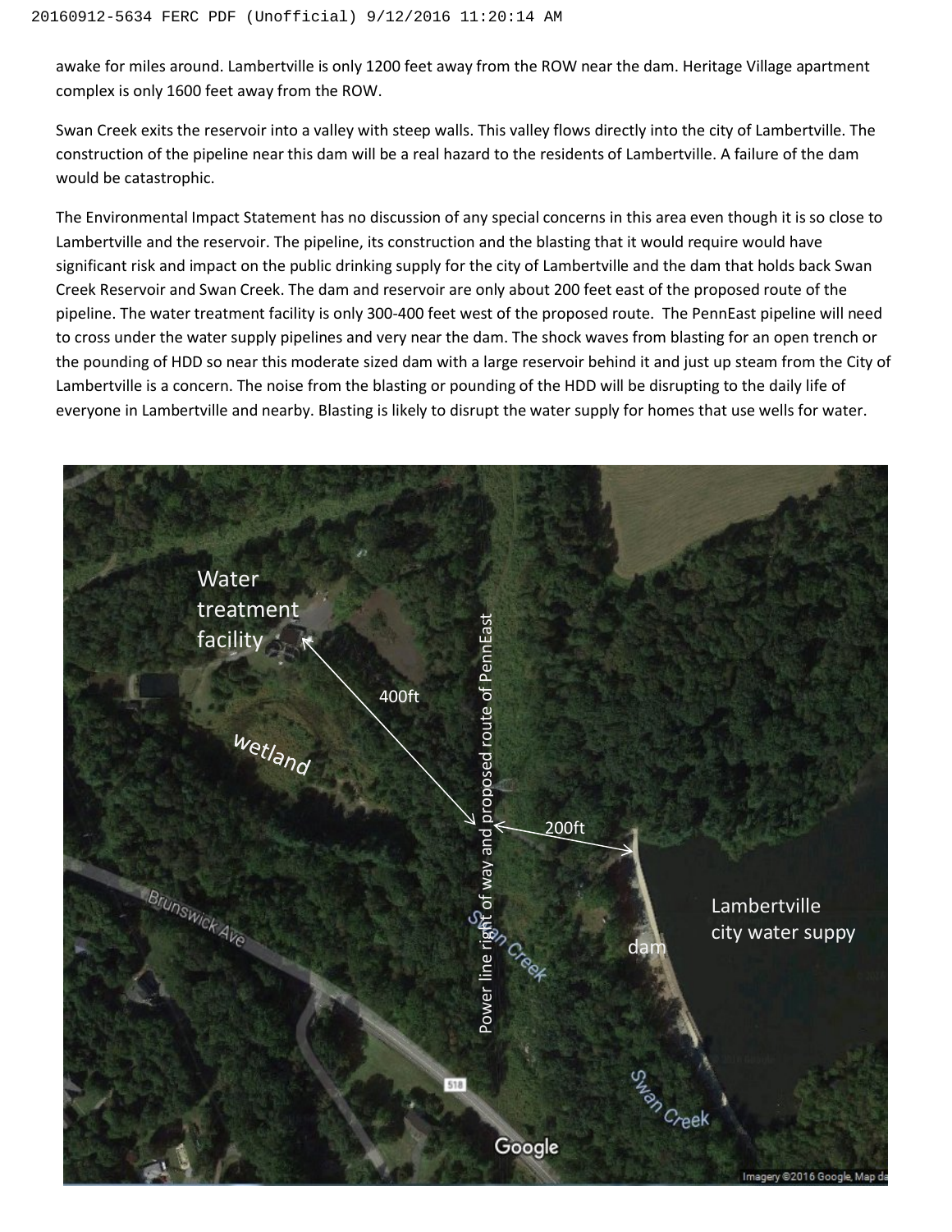awake for miles around. Lambertville is only 1200 feet away from the ROW near the dam. Heritage Village apartment complex is only 1600 feet away from the ROW.

Swan Creek exits the reservoir into a valley with steep walls. This valley flows directly into the city of Lambertville. The construction of the pipeline near this dam will be a real hazard to the residents of Lambertville. A failure of the dam would be catastrophic.

The Environmental Impact Statement has no discussion of any special concerns in this area even though it is so close to Lambertville and the reservoir. The pipeline, its construction and the blasting that it would require would have significant risk and impact on the public drinking supply for the city of Lambertville and the dam that holds back Swan Creek Reservoir and Swan Creek. The dam and reservoir are only about 200 feet east of the proposed route of the pipeline. The water treatment facility is only 300-400 feet west of the proposed route. The PennEast pipeline will need to cross under the water supply pipelines and very near the dam. The shock waves from blasting for an open trench or the pounding of HDD so near this moderate sized dam with a large reservoir behind it and just up steam from the City of Lambertville is a concern. The noise from the blasting or pounding of the HDD will be disrupting to the daily life of everyone in Lambertville and nearby. Blasting is likely to disrupt the water supply for homes that use wells for water.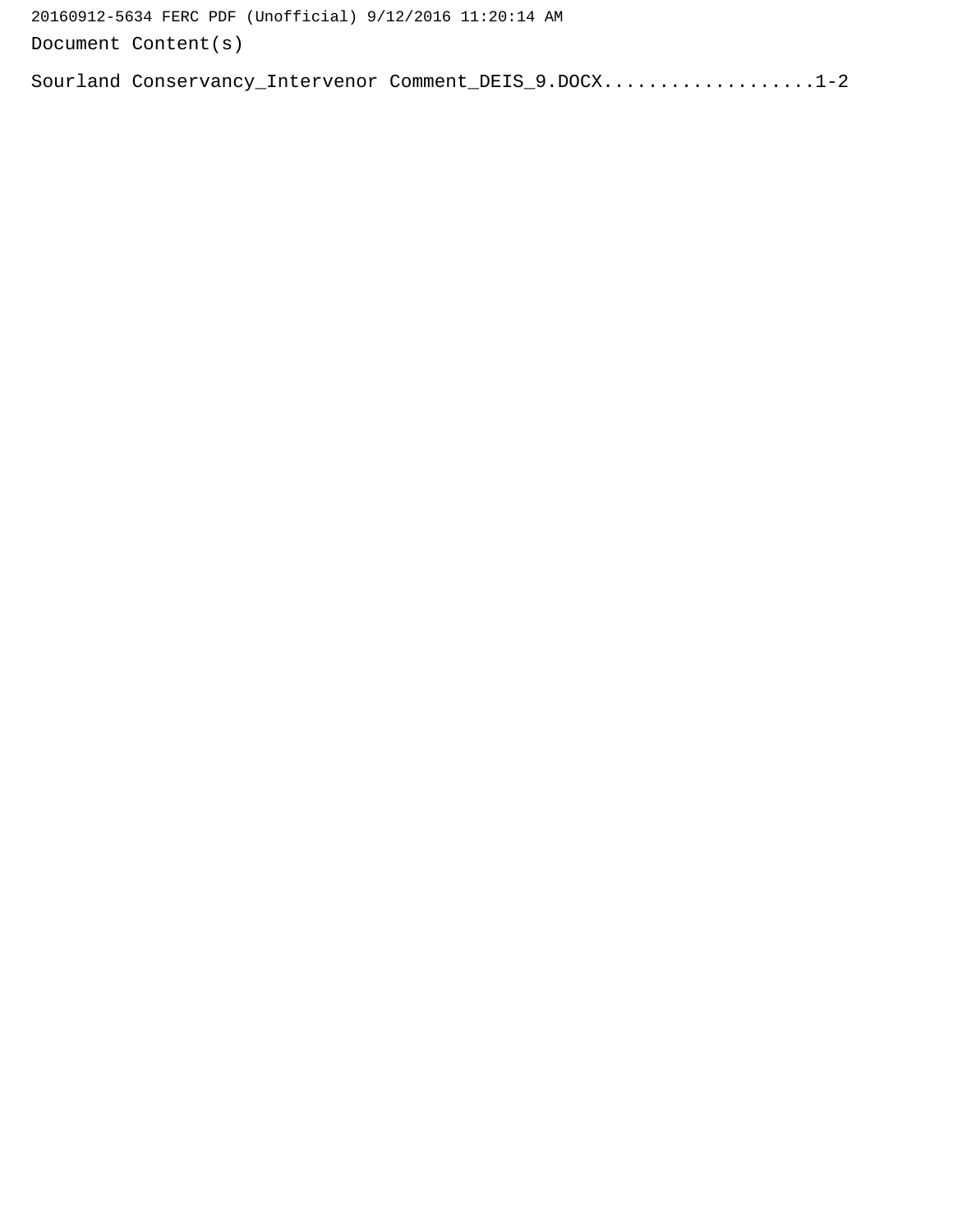Document Content(s)

Sourland Conservancy_Intervenor Comment_DEIS_9.DOCX...................1-2